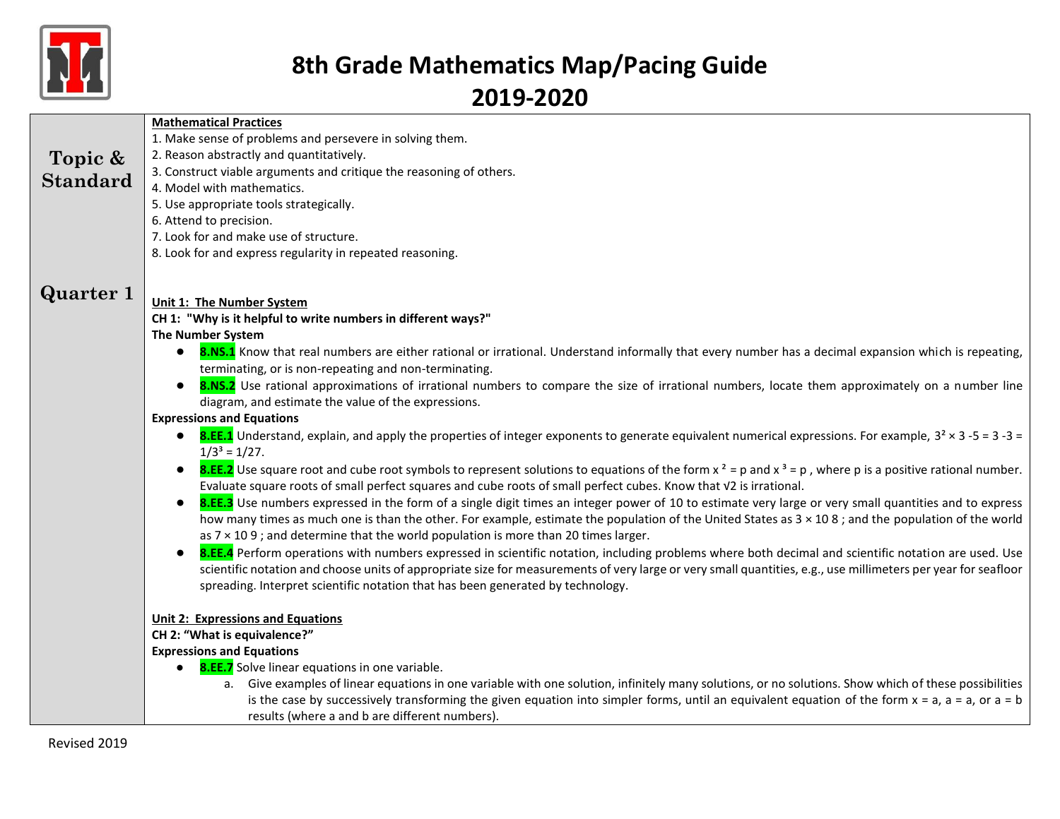# 8th Grade Mathematics Map/Pacing Guide
## 2019-2020

**Topic & Standard**

**Mathematical Practices**

1. Make sense of problems and persevere in solving them.
2. Reason abstractly and quantitatively.
3. Construct viable arguments and critique the reasoning of others.
4. Model with mathematics.
5. Use appropriate tools strategically.
6. Attend to precision.
7. Look for and make use of structure.
8. Look for and express regularity in repeated reasoning.

**Quarter 1**

**Unit 1: The Number System**

**CH 1: "Why is it helpful to write numbers in different ways?"**

**The Number System**

- **8.NS.1** Know that real numbers are either rational or irrational. Understand informally that every number has a decimal expansion which is repeating, terminating, or is non-repeating and non-terminating.
- **8.NS.2** Use rational approximations of irrational numbers to compare the size of irrational numbers, locate them approximately on a number line diagram, and estimate the value of the expressions.

**Expressions and Equations**

- **8.EE.1** Understand, explain, and apply the properties of integer exponents to generate equivalent numerical expressions. For example, $3^2 \times 3^{-5} = 3^{-3} = 1/3^3 = 1/27$.
- **8.EE.2** Use square root and cube root symbols to represent solutions to equations of the form $x^2 = p$ and $x^3 = p$, where p is a positive rational number. Evaluate square roots of small perfect squares and cube roots of small perfect cubes. Know that $\sqrt{2}$ is irrational.
- **8.EE.3** Use numbers expressed in the form of a single digit times an integer power of 10 to estimate very large or very small quantities and to express how many times as much one is than the other. For example, estimate the population of the United States as $3 \times 10^8$; and the population of the world as $7 \times 10^9$; and determine that the world population is more than 20 times larger.
- **8.EE.4** Perform operations with numbers expressed in scientific notation, including problems where both decimal and scientific notation are used. Use scientific notation and choose units of appropriate size for measurements of very large or very small quantities, e.g., use millimeters per year for seafloor spreading. Interpret scientific notation that has been generated by technology.

**Unit 2: Expressions and Equations**

**CH 2: "What is equivalence?"**

**Expressions and Equations**

- **8.EE.7** Solve linear equations in one variable.
    a. Give examples of linear equations in one variable with one solution, infinitely many solutions, or no solutions. Show which of these possibilities is the case by successively transforming the given equation into simpler forms, until an equivalent equation of the form $x = a$, $a = a$, or $a = b$ results (where a and b are different numbers).

Revised 2019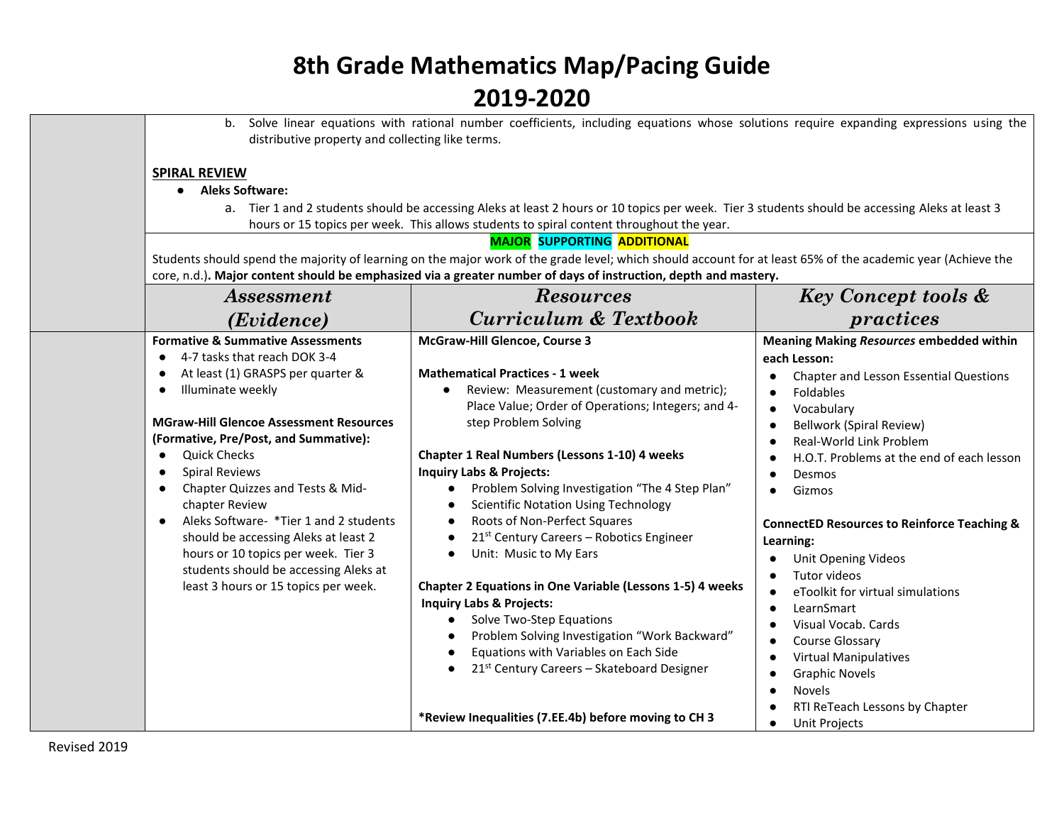# 8th Grade Mathematics Map/Pacing Guide

# 2019-2020

b. Solve linear equations with rational number coefficients, including equations whose solutions require expanding expressions using the distributive property and collecting like terms.

**SPIRAL REVIEW**

- **Aleks Software:**
  a. Tier 1 and 2 students should be accessing Aleks at least 2 hours or 10 topics per week. Tier 3 students should be accessing Aleks at least 3 hours or 15 topics per week. This allows students to spiral content throughout the year.

**MAJOR SUPPORTING ADDITIONAL**

Students should spend the majority of learning on the major work of the grade level; which should account for at least 65% of the academic year (Achieve the core, n.d.). **Major content should be emphasized via a greater number of days of instruction, depth and mastery.**

| *Assessment (Evidence)* | *Resources Curriculum & Textbook* | *Key Concept tools & practices* |
|---|---|---|
| **Formative & Summative Assessments**<br>● 4-7 tasks that reach DOK 3-4<br>● At least (1) GRASPS per quarter &<br>● Illuminate weekly<br><br>**MGraw-Hill Glencoe Assessment Resources (Formative, Pre/Post, and Summative):**<br>● Quick Checks<br>● Spiral Reviews<br>● Chapter Quizzes and Tests & Mid-chapter Review<br>● Aleks Software- *Tier 1 and 2 students should be accessing Aleks at least 2 hours or 10 topics per week. Tier 3 students should be accessing Aleks at least 3 hours or 15 topics per week. | **McGraw-Hill Glencoe, Course 3**<br><br>**Mathematical Practices - 1 week**<br>● Review: Measurement (customary and metric); Place Value; Order of Operations; Integers; and 4-step Problem Solving<br><br>**Chapter 1 Real Numbers (Lessons 1-10) 4 weeks**<br>**Inquiry Labs & Projects:**<br>● Problem Solving Investigation "The 4 Step Plan"<br>● Scientific Notation Using Technology<br>● Roots of Non-Perfect Squares<br>● 21st Century Careers – Robotics Engineer<br>● Unit: Music to My Ears<br><br>**Chapter 2 Equations in One Variable (Lessons 1-5) 4 weeks**<br>**Inquiry Labs & Projects:**<br>● Solve Two-Step Equations<br>● Problem Solving Investigation "Work Backward"<br>● Equations with Variables on Each Side<br>● 21st Century Careers – Skateboard Designer<br><br>***Review Inequalities (7.EE.4b) before moving to CH 3** | **Meaning Making *Resources* embedded within each Lesson:**<br>● Chapter and Lesson Essential Questions<br>● Foldables<br>● Vocabulary<br>● Bellwork (Spiral Review)<br>● Real-World Link Problem<br>● H.O.T. Problems at the end of each lesson<br>● Desmos<br>● Gizmos<br><br>**ConnectED Resources to Reinforce Teaching & Learning:**<br>● Unit Opening Videos<br>● Tutor videos<br>● eToolkit for virtual simulations<br>● LearnSmart<br>● Visual Vocab. Cards<br>● Course Glossary<br>● Virtual Manipulatives<br>● Graphic Novels<br>● Novels<br>● RTI ReTeach Lessons by Chapter<br>● Unit Projects |

Revised 2019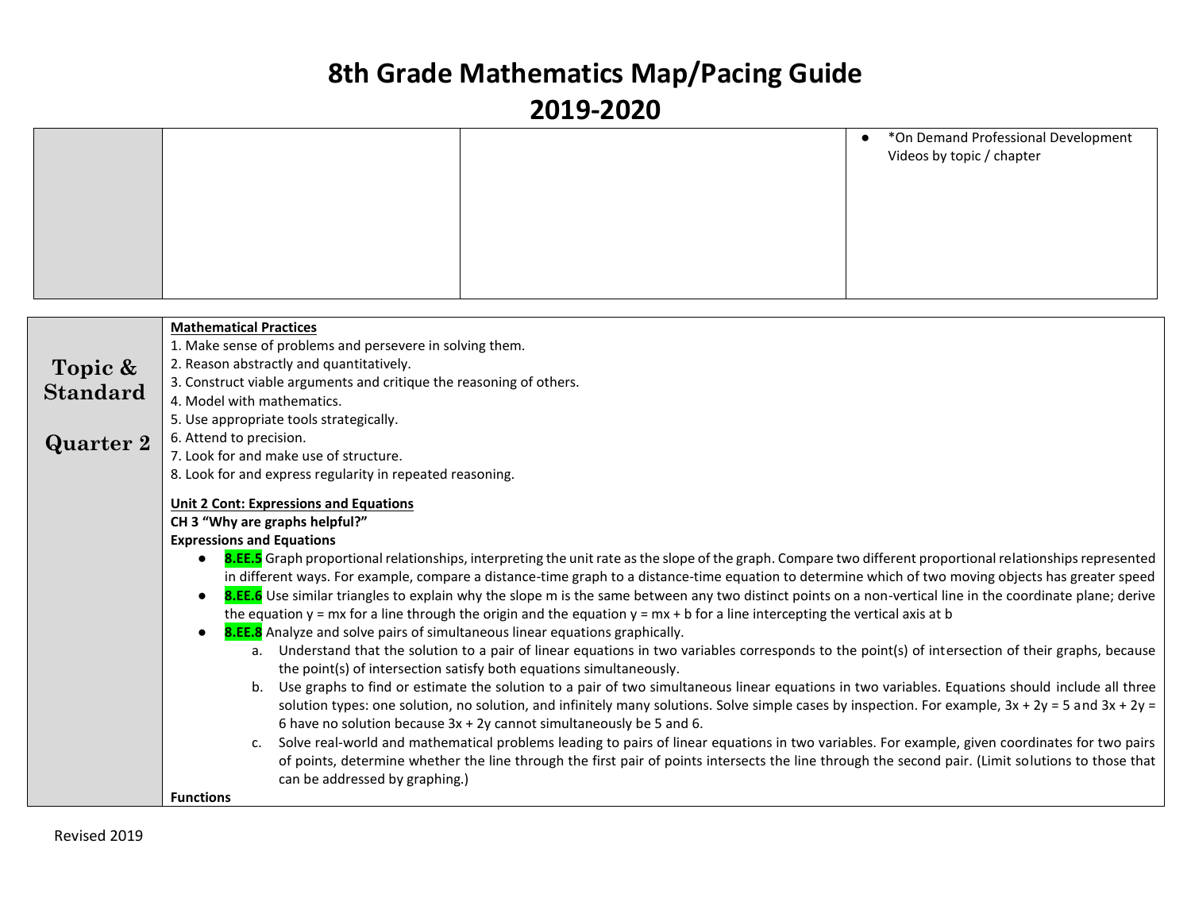# 8th Grade Mathematics Map/Pacing Guide
# 2019-2020

| | | | |
|---|---|---|---|
| | | | ● *On Demand Professional Development Videos by topic / chapter |

| | |
|---|---|
| **Topic & Standard**<br><br>**Quarter 2** | **Mathematical Practices**<br>1. Make sense of problems and persevere in solving them.<br>2. Reason abstractly and quantitatively.<br>3. Construct viable arguments and critique the reasoning of others.<br>4. Model with mathematics.<br>5. Use appropriate tools strategically.<br>6. Attend to precision.<br>7. Look for and make use of structure.<br>8. Look for and express regularity in repeated reasoning.<br><br>**Unit 2 Cont: Expressions and Equations**<br>**CH 3 "Why are graphs helpful?"**<br>**Expressions and Equations**<br>● **8.EE.5** Graph proportional relationships, interpreting the unit rate as the slope of the graph. Compare two different proportional relationships represented in different ways. For example, compare a distance-time graph to a distance-time equation to determine which of two moving objects has greater speed<br>● **8.EE.6** Use similar triangles to explain why the slope m is the same between any two distinct points on a non-vertical line in the coordinate plane; derive the equation $y = mx$ for a line through the origin and the equation $y = mx + b$ for a line intercepting the vertical axis at b<br>● **8.EE.8** Analyze and solve pairs of simultaneous linear equations graphically.<br>&nbsp;&nbsp;&nbsp;&nbsp;a. Understand that the solution to a pair of linear equations in two variables corresponds to the point(s) of intersection of their graphs, because the point(s) of intersection satisfy both equations simultaneously.<br>&nbsp;&nbsp;&nbsp;&nbsp;b. Use graphs to find or estimate the solution to a pair of two simultaneous linear equations in two variables. Equations should include all three solution types: one solution, no solution, and infinitely many solutions. Solve simple cases by inspection. For example, $3x + 2y = 5$ and $3x + 2y = 6$ have no solution because $3x + 2y$ cannot simultaneously be 5 and 6.<br>&nbsp;&nbsp;&nbsp;&nbsp;c. Solve real-world and mathematical problems leading to pairs of linear equations in two variables. For example, given coordinates for two pairs of points, determine whether the line through the first pair of points intersects the line through the second pair. (Limit solutions to those that can be addressed by graphing.)<br>**Functions** |

Revised 2019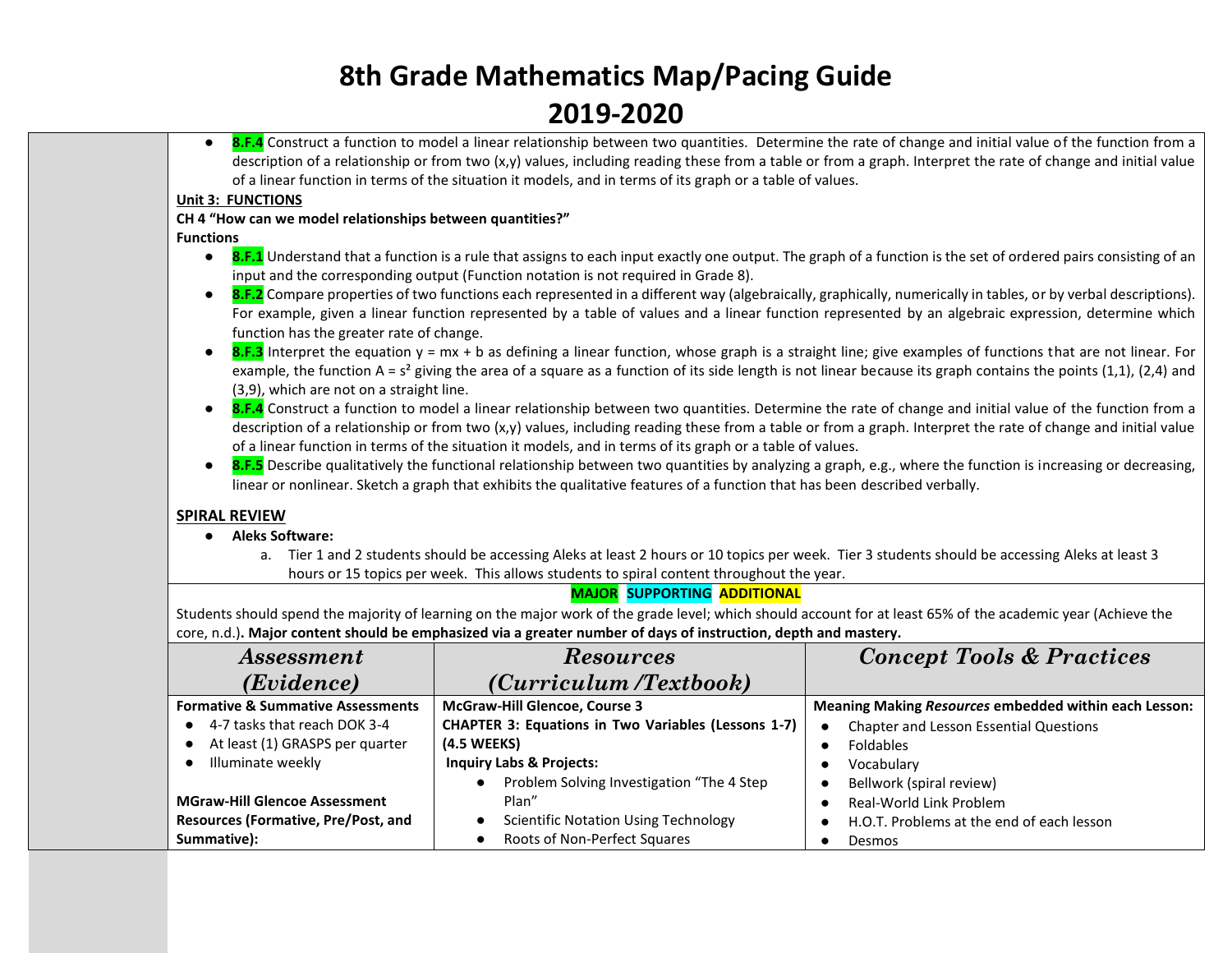# 8th Grade Mathematics Map/Pacing Guide
# 2019-2020

- **8.F.4** Construct a function to model a linear relationship between two quantities. Determine the rate of change and initial value of the function from a description of a relationship or from two (x,y) values, including reading these from a table or from a graph. Interpret the rate of change and initial value of a linear function in terms of the situation it models, and in terms of its graph or a table of values.

**Unit 3: FUNCTIONS**

**CH 4 "How can we model relationships between quantities?"**

**Functions**

- **8.F.1** Understand that a function is a rule that assigns to each input exactly one output. The graph of a function is the set of ordered pairs consisting of an input and the corresponding output (Function notation is not required in Grade 8).
- **8.F.2** Compare properties of two functions each represented in a different way (algebraically, graphically, numerically in tables, or by verbal descriptions). For example, given a linear function represented by a table of values and a linear function represented by an algebraic expression, determine which function has the greater rate of change.
- **8.F.3** Interpret the equation $y = mx + b$ as defining a linear function, whose graph is a straight line; give examples of functions that are not linear. For example, the function $A = s^2$ giving the area of a square as a function of its side length is not linear because its graph contains the points (1,1), (2,4) and (3,9), which are not on a straight line.
- **8.F.4** Construct a function to model a linear relationship between two quantities. Determine the rate of change and initial value of the function from a description of a relationship or from two (x,y) values, including reading these from a table or from a graph. Interpret the rate of change and initial value of a linear function in terms of the situation it models, and in terms of its graph or a table of values.
- **8.F.5** Describe qualitatively the functional relationship between two quantities by analyzing a graph, e.g., where the function is increasing or decreasing, linear or nonlinear. Sketch a graph that exhibits the qualitative features of a function that has been described verbally.

**SPIRAL REVIEW**

- **Aleks Software:**
  a. Tier 1 and 2 students should be accessing Aleks at least 2 hours or 10 topics per week. Tier 3 students should be accessing Aleks at least 3 hours or 15 topics per week. This allows students to spiral content throughout the year.

**MAJOR SUPPORTING ADDITIONAL**

Students should spend the majority of learning on the major work of the grade level; which should account for at least 65% of the academic year (Achieve the core, n.d.). **Major content should be emphasized via a greater number of days of instruction, depth and mastery.**

| *Assessment (Evidence)* | *Resources (Curriculum /Textbook)* | *Concept Tools & Practices* |
|---|---|---|
| **Formative & Summative Assessments**<br>• 4-7 tasks that reach DOK 3-4<br>• At least (1) GRASPS per quarter<br>• Illuminate weekly<br><br>**MGraw-Hill Glencoe Assessment Resources (Formative, Pre/Post, and Summative):** | **McGraw-Hill Glencoe, Course 3**<br>**CHAPTER 3: Equations in Two Variables (Lessons 1-7) (4.5 WEEKS)**<br>**Inquiry Labs & Projects:**<br>• Problem Solving Investigation "The 4 Step Plan"<br>• Scientific Notation Using Technology<br>• Roots of Non-Perfect Squares | **Meaning Making *Resources* embedded within each Lesson:**<br>• Chapter and Lesson Essential Questions<br>• Foldables<br>• Vocabulary<br>• Bellwork (spiral review)<br>• Real-World Link Problem<br>• H.O.T. Problems at the end of each lesson<br>• Desmos |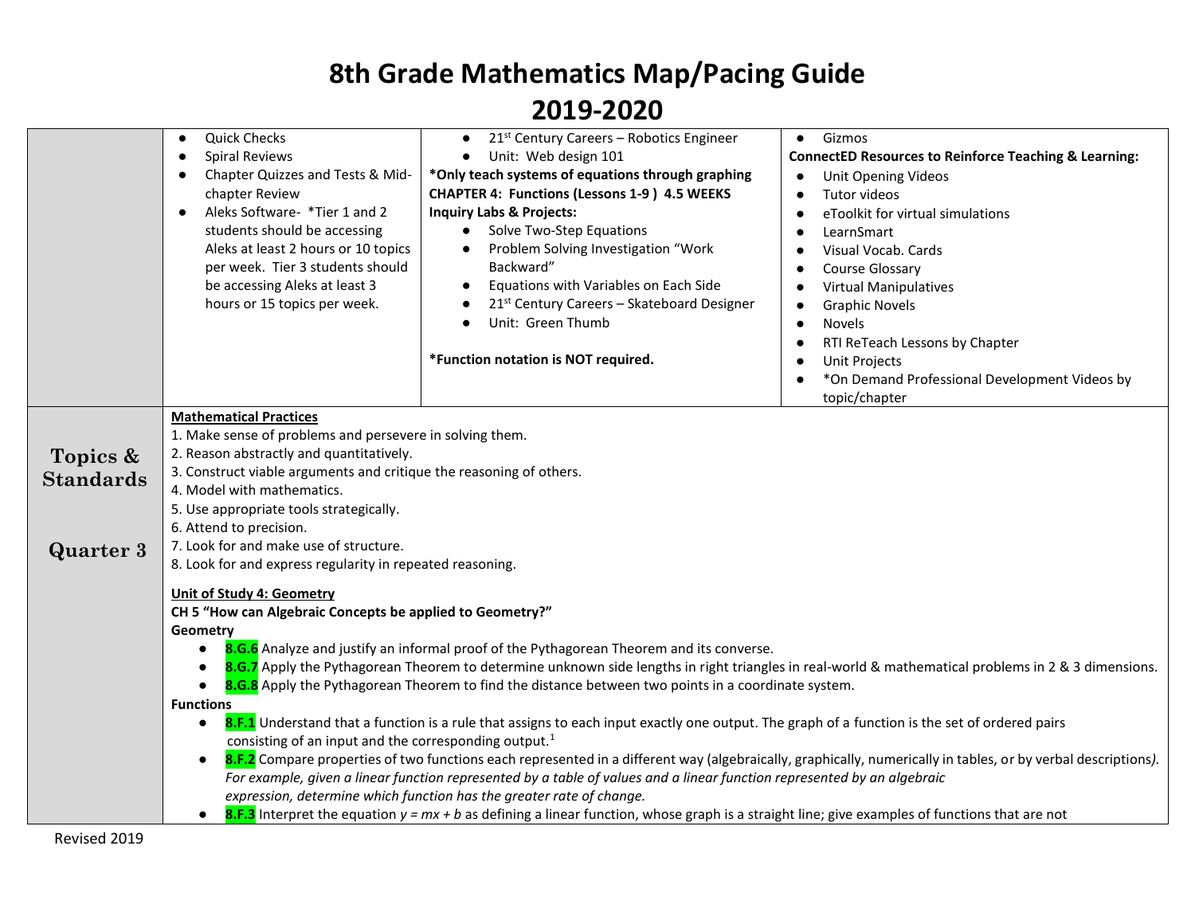# 8th Grade Mathematics Map/Pacing Guide
# 2019-2020

| | | | |
|---|---|---|---|
| | ● Quick Checks<br>● Spiral Reviews<br>● Chapter Quizzes and Tests & Mid-chapter Review<br>● Aleks Software- *Tier 1 and 2 students should be accessing Aleks at least 2 hours or 10 topics per week. Tier 3 students should be accessing Aleks at least 3 hours or 15 topics per week. | ● 21st Century Careers – Robotics Engineer<br>● Unit: Web design 101<br>**\*Only teach systems of equations through graphing**<br>**CHAPTER 4: Functions (Lessons 1-9 ) 4.5 WEEKS**<br>**Inquiry Labs & Projects:**<br>● Solve Two-Step Equations<br>● Problem Solving Investigation "Work Backward"<br>● Equations with Variables on Each Side<br>● 21st Century Careers – Skateboard Designer<br>● Unit: Green Thumb<br><br>**\*Function notation is NOT required.** | ● Gizmos<br>**ConnectED Resources to Reinforce Teaching & Learning:**<br>● Unit Opening Videos<br>● Tutor videos<br>● eToolkit for virtual simulations<br>● LearnSmart<br>● Visual Vocab. Cards<br>● Course Glossary<br>● Virtual Manipulatives<br>● Graphic Novels<br>● Novels<br>● RTI ReTeach Lessons by Chapter<br>● Unit Projects<br>● \*On Demand Professional Development Videos by topic/chapter |
| **Topics & Standards**<br><br>**Quarter 3** | **Mathematical Practices**<br>1. Make sense of problems and persevere in solving them.<br>2. Reason abstractly and quantitatively.<br>3. Construct viable arguments and critique the reasoning of others.<br>4. Model with mathematics.<br>5. Use appropriate tools strategically.<br>6. Attend to precision.<br>7. Look for and make use of structure.<br>8. Look for and express regularity in repeated reasoning.<br><br>**Unit of Study 4: Geometry**<br>**CH 5 "How can Algebraic Concepts be applied to Geometry?"**<br>**Geometry**<br>● **8.G.6** Analyze and justify an informal proof of the Pythagorean Theorem and its converse.<br>● **8.G.7** Apply the Pythagorean Theorem to determine unknown side lengths in right triangles in real-world & mathematical problems in 2 & 3 dimensions.<br>● **8.G.8** Apply the Pythagorean Theorem to find the distance between two points in a coordinate system.<br>**Functions**<br>● **8.F.1** Understand that a function is a rule that assigns to each input exactly one output. The graph of a function is the set of ordered pairs consisting of an input and the corresponding output.[1]<br>● **8.F.2** Compare properties of two functions each represented in a different way (algebraically, graphically, numerically in tables, or by verbal descriptions). *For example, given a linear function represented by a table of values and a linear function represented by an algebraic expression, determine which function has the greater rate of change.*<br>● **8.F.3** Interpret the equation $y = mx + b$ as defining a linear function, whose graph is a straight line; give examples of functions that are not | | |

Revised 2019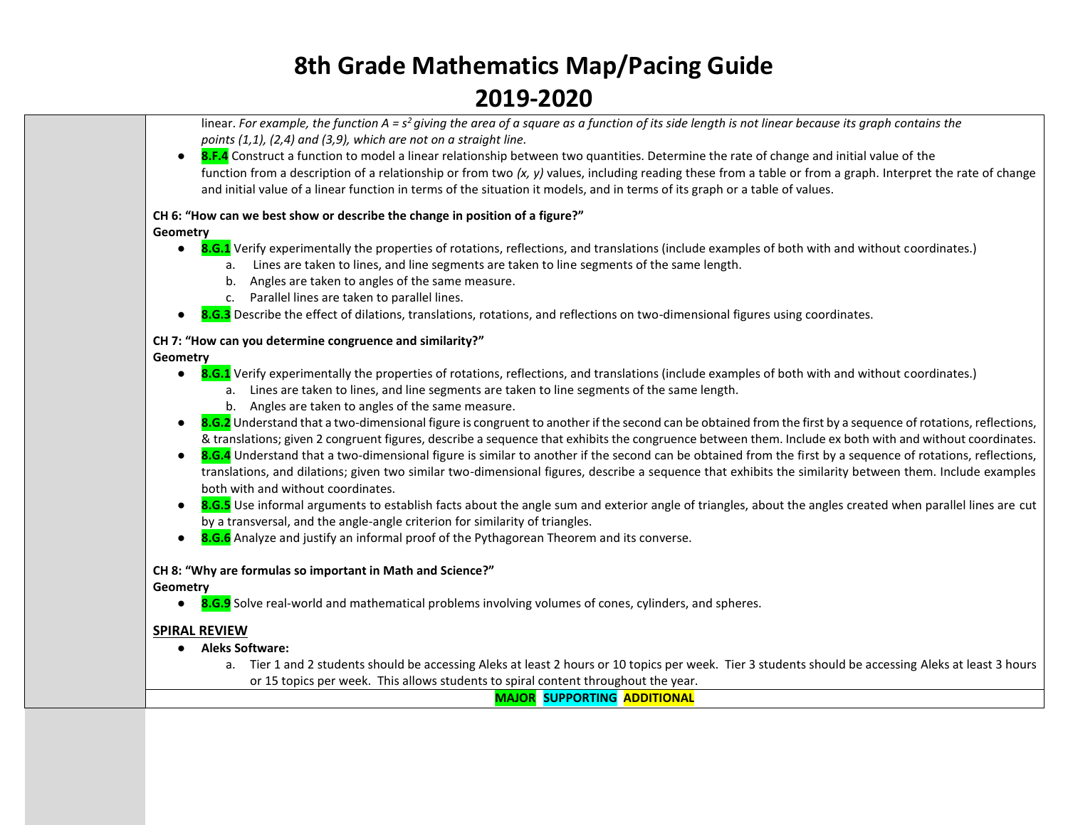# 8th Grade Mathematics Map/Pacing Guide

# 2019-2020

linear. *For example, the function $A = s^2$ giving the area of a square as a function of its side length is not linear because its graph contains the points (1,1), (2,4) and (3,9), which are not on a straight line.*

- **8.F.4** Construct a function to model a linear relationship between two quantities. Determine the rate of change and initial value of the function from a description of a relationship or from two *(x, y)* values, including reading these from a table or from a graph. Interpret the rate of change and initial value of a linear function in terms of the situation it models, and in terms of its graph or a table of values.

**CH 6: "How can we best show or describe the change in position of a figure?"**

**Geometry**

- **8.G.1** Verify experimentally the properties of rotations, reflections, and translations (include examples of both with and without coordinates.)
  a. Lines are taken to lines, and line segments are taken to line segments of the same length.
  b. Angles are taken to angles of the same measure.
  c. Parallel lines are taken to parallel lines.
- **8.G.3** Describe the effect of dilations, translations, rotations, and reflections on two-dimensional figures using coordinates.

**CH 7: "How can you determine congruence and similarity?"**

**Geometry**

- **8.G.1** Verify experimentally the properties of rotations, reflections, and translations (include examples of both with and without coordinates.)
  a. Lines are taken to lines, and line segments are taken to line segments of the same length.
  b. Angles are taken to angles of the same measure.
- **8.G.2** Understand that a two-dimensional figure is congruent to another if the second can be obtained from the first by a sequence of rotations, reflections, & translations; given 2 congruent figures, describe a sequence that exhibits the congruence between them. Include ex both with and without coordinates.
- **8.G.4** Understand that a two-dimensional figure is similar to another if the second can be obtained from the first by a sequence of rotations, reflections, translations, and dilations; given two similar two-dimensional figures, describe a sequence that exhibits the similarity between them. Include examples both with and without coordinates.
- **8.G.5** Use informal arguments to establish facts about the angle sum and exterior angle of triangles, about the angles created when parallel lines are cut by a transversal, and the angle-angle criterion for similarity of triangles.
- **8.G.6** Analyze and justify an informal proof of the Pythagorean Theorem and its converse.

**CH 8: "Why are formulas so important in Math and Science?"**

**Geometry**

- **8.G.9** Solve real-world and mathematical problems involving volumes of cones, cylinders, and spheres.

**SPIRAL REVIEW**

- **Aleks Software:**
  a. Tier 1 and 2 students should be accessing Aleks at least 2 hours or 10 topics per week. Tier 3 students should be accessing Aleks at least 3 hours or 15 topics per week. This allows students to spiral content throughout the year.

**MAJOR** **SUPPORTING** **ADDITIONAL**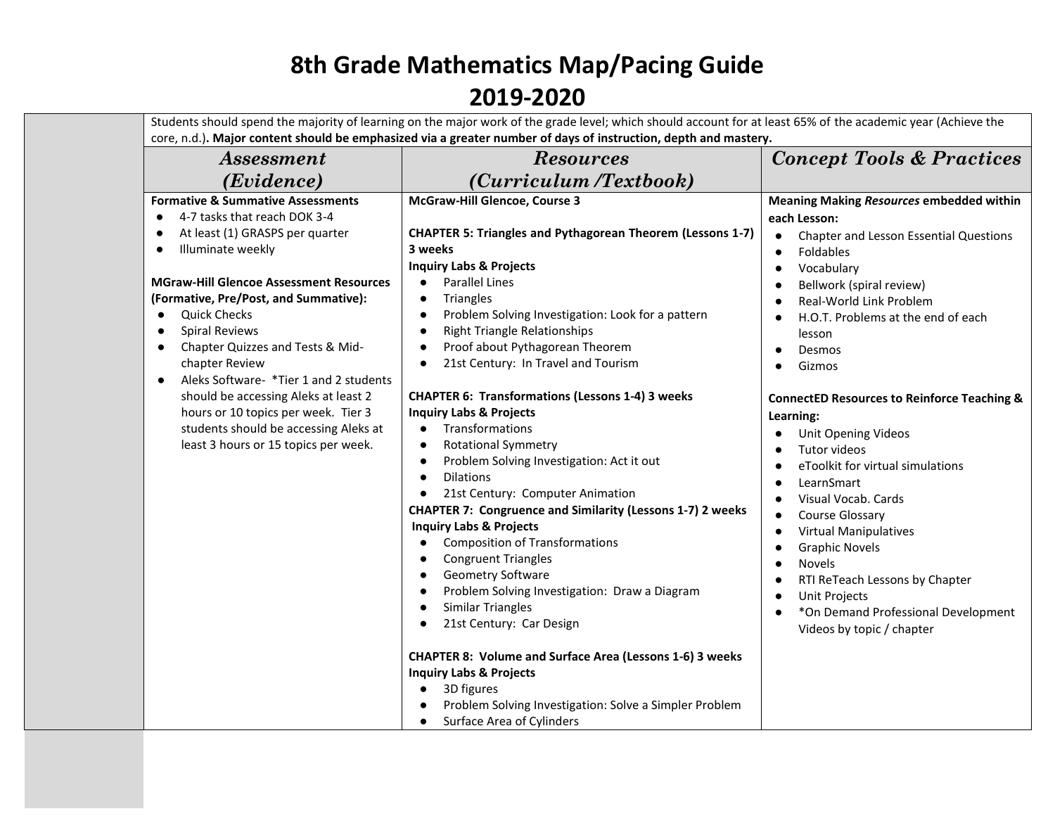# 8th Grade Mathematics Map/Pacing Guide
# 2019-2020

Students should spend the majority of learning on the major work of the grade level; which should account for at least 65% of the academic year (Achieve the core, n.d.). **Major content should be emphasized via a greater number of days of instruction, depth and mastery.**

| *Assessment (Evidence)* | *Resources (Curriculum /Textbook)* | *Concept Tools & Practices* |
|---|---|---|
| **Formative & Summative Assessments**<br>● 4-7 tasks that reach DOK 3-4<br>● At least (1) GRASPS per quarter<br>● Illuminate weekly<br><br>**MGraw-Hill Glencoe Assessment Resources (Formative, Pre/Post, and Summative):**<br>● Quick Checks<br>● Spiral Reviews<br>● Chapter Quizzes and Tests & Mid-chapter Review<br>● Aleks Software- *Tier 1 and 2 students should be accessing Aleks at least 2 hours or 10 topics per week. Tier 3 students should be accessing Aleks at least 3 hours or 15 topics per week. | **McGraw-Hill Glencoe, Course 3**<br><br>**CHAPTER 5: Triangles and Pythagorean Theorem (Lessons 1-7) 3 weeks**<br>**Inquiry Labs & Projects**<br>● Parallel Lines<br>● Triangles<br>● Problem Solving Investigation: Look for a pattern<br>● Right Triangle Relationships<br>● Proof about Pythagorean Theorem<br>● 21st Century: In Travel and Tourism<br><br>**CHAPTER 6: Transformations (Lessons 1-4) 3 weeks**<br>**Inquiry Labs & Projects**<br>● Transformations<br>● Rotational Symmetry<br>● Problem Solving Investigation: Act it out<br>● Dilations<br>● 21st Century: Computer Animation<br>**CHAPTER 7: Congruence and Similarity (Lessons 1-7) 2 weeks**<br>**Inquiry Labs & Projects**<br>● Composition of Transformations<br>● Congruent Triangles<br>● Geometry Software<br>● Problem Solving Investigation: Draw a Diagram<br>● Similar Triangles<br>● 21st Century: Car Design<br><br>**CHAPTER 8: Volume and Surface Area (Lessons 1-6) 3 weeks**<br>**Inquiry Labs & Projects**<br>● 3D figures<br>● Problem Solving Investigation: Solve a Simpler Problem<br>● Surface Area of Cylinders | **Meaning Making *Resources* embedded within each Lesson:**<br>● Chapter and Lesson Essential Questions<br>● Foldables<br>● Vocabulary<br>● Bellwork (spiral review)<br>● Real-World Link Problem<br>● H.O.T. Problems at the end of each lesson<br>● Desmos<br>● Gizmos<br><br>**ConnectED Resources to Reinforce Teaching & Learning:**<br>● Unit Opening Videos<br>● Tutor videos<br>● eToolkit for virtual simulations<br>● LearnSmart<br>● Visual Vocab. Cards<br>● Course Glossary<br>● Virtual Manipulatives<br>● Graphic Novels<br>● Novels<br>● RTI ReTeach Lessons by Chapter<br>● Unit Projects<br>● *On Demand Professional Development Videos by topic / chapter |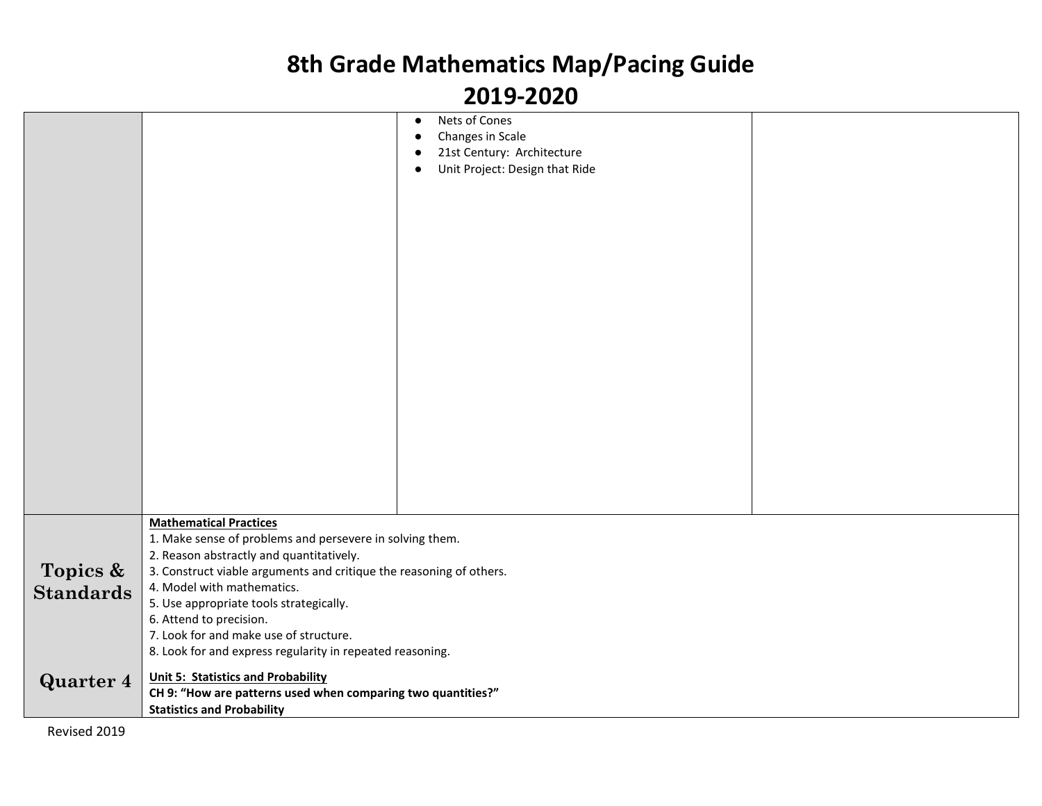# 8th Grade Mathematics Map/Pacing Guide

# 2019-2020

| | | | |
|---|---|---|---|
| | | ● Nets of Cones<br>● Changes in Scale<br>● 21st Century: Architecture<br>● Unit Project: Design that Ride | |
| **Topics & Standards**<br><br>**Quarter 4** | **Mathematical Practices**<br>1. Make sense of problems and persevere in solving them.<br>2. Reason abstractly and quantitatively.<br>3. Construct viable arguments and critique the reasoning of others.<br>4. Model with mathematics.<br>5. Use appropriate tools strategically.<br>6. Attend to precision.<br>7. Look for and make use of structure.<br>8. Look for and express regularity in repeated reasoning.<br><br>**Unit 5: Statistics and Probability**<br>**CH 9: "How are patterns used when comparing two quantities?"**<br>**Statistics and Probability** | | |

Revised 2019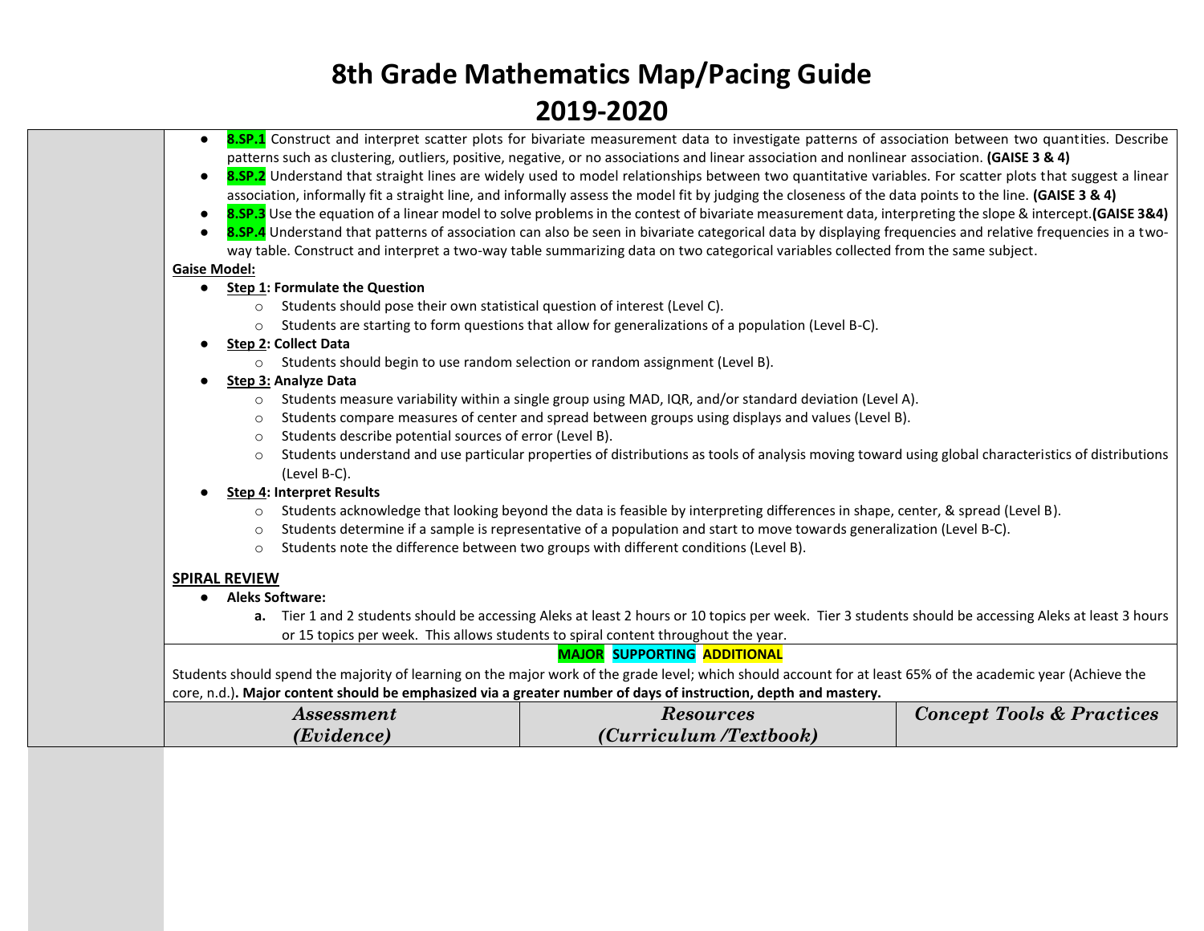# 8th Grade Mathematics Map/Pacing Guide

# 2019-2020

- **8.SP.1** Construct and interpret scatter plots for bivariate measurement data to investigate patterns of association between two quantities. Describe patterns such as clustering, outliers, positive, negative, or no associations and linear association and nonlinear association. **(GAISE 3 & 4)**
- **8.SP.2** Understand that straight lines are widely used to model relationships between two quantitative variables. For scatter plots that suggest a linear association, informally fit a straight line, and informally assess the model fit by judging the closeness of the data points to the line. **(GAISE 3 & 4)**
- **8.SP.3** Use the equation of a linear model to solve problems in the contest of bivariate measurement data, interpreting the slope & intercept.**(GAISE 3&4)**
- **8.SP.4** Understand that patterns of association can also be seen in bivariate categorical data by displaying frequencies and relative frequencies in a two-way table. Construct and interpret a two-way table summarizing data on two categorical variables collected from the same subject.

**Gaise Model:**

- **Step 1: Formulate the Question**
  - Students should pose their own statistical question of interest (Level C).
  - Students are starting to form questions that allow for generalizations of a population (Level B-C).
- **Step 2: Collect Data**
  - Students should begin to use random selection or random assignment (Level B).
- **Step 3: Analyze Data**
  - Students measure variability within a single group using MAD, IQR, and/or standard deviation (Level A).
  - Students compare measures of center and spread between groups using displays and values (Level B).
  - Students describe potential sources of error (Level B).
  - Students understand and use particular properties of distributions as tools of analysis moving toward using global characteristics of distributions (Level B-C).
- **Step 4: Interpret Results**
  - Students acknowledge that looking beyond the data is feasible by interpreting differences in shape, center, & spread (Level B).
  - Students determine if a sample is representative of a population and start to move towards generalization (Level B-C).
  - Students note the difference between two groups with different conditions (Level B).

**SPIRAL REVIEW**

- **Aleks Software:**
  - **a.** Tier 1 and 2 students should be accessing Aleks at least 2 hours or 10 topics per week. Tier 3 students should be accessing Aleks at least 3 hours or 15 topics per week. This allows students to spiral content throughout the year.

**MAJOR** **SUPPORTING** **ADDITIONAL**

Students should spend the majority of learning on the major work of the grade level; which should account for at least 65% of the academic year (Achieve the core, n.d.). **Major content should be emphasized via a greater number of days of instruction, depth and mastery.**

| *Assessment (Evidence)* | *Resources (Curriculum /Textbook)* | *Concept Tools & Practices* |
|---|---|---|
| | | |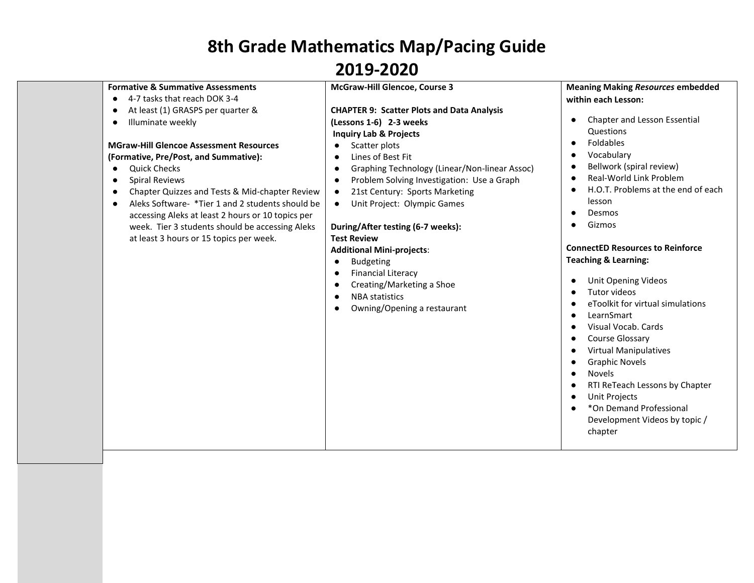# 8th Grade Mathematics Map/Pacing Guide

# 2019-2020

| | | | |
|---|---|---|---|
| | **Formative & Summative Assessments**<br>● 4-7 tasks that reach DOK 3-4<br>● At least (1) GRASPS per quarter &<br>● Illuminate weekly<br><br>**MGraw-Hill Glencoe Assessment Resources (Formative, Pre/Post, and Summative):**<br>● Quick Checks<br>● Spiral Reviews<br>● Chapter Quizzes and Tests & Mid-chapter Review<br>● Aleks Software- *Tier 1 and 2 students should be accessing Aleks at least 2 hours or 10 topics per week. Tier 3 students should be accessing Aleks at least 3 hours or 15 topics per week. | **McGraw-Hill Glencoe, Course 3**<br><br>**CHAPTER 9: Scatter Plots and Data Analysis (Lessons 1-6) 2-3 weeks**<br>**Inquiry Lab & Projects**<br>● Scatter plots<br>● Lines of Best Fit<br>● Graphing Technology (Linear/Non-linear Assoc)<br>● Problem Solving Investigation: Use a Graph<br>● 21st Century: Sports Marketing<br>● Unit Project: Olympic Games<br><br>**During/After testing (6-7 weeks):**<br>**Test Review**<br>**Additional Mini-projects**:<br>● Budgeting<br>● Financial Literacy<br>● Creating/Marketing a Shoe<br>● NBA statistics<br>● Owning/Opening a restaurant | **Meaning Making *Resources* embedded within each Lesson:**<br>● Chapter and Lesson Essential Questions<br>● Foldables<br>● Vocabulary<br>● Bellwork (spiral review)<br>● Real-World Link Problem<br>● H.O.T. Problems at the end of each lesson<br>● Desmos<br>● Gizmos<br><br>**ConnectED Resources to Reinforce Teaching & Learning:**<br>● Unit Opening Videos<br>● Tutor videos<br>● eToolkit for virtual simulations<br>● LearnSmart<br>● Visual Vocab. Cards<br>● Course Glossary<br>● Virtual Manipulatives<br>● Graphic Novels<br>● Novels<br>● RTI ReTeach Lessons by Chapter<br>● Unit Projects<br>● *On Demand Professional Development Videos by topic / chapter |